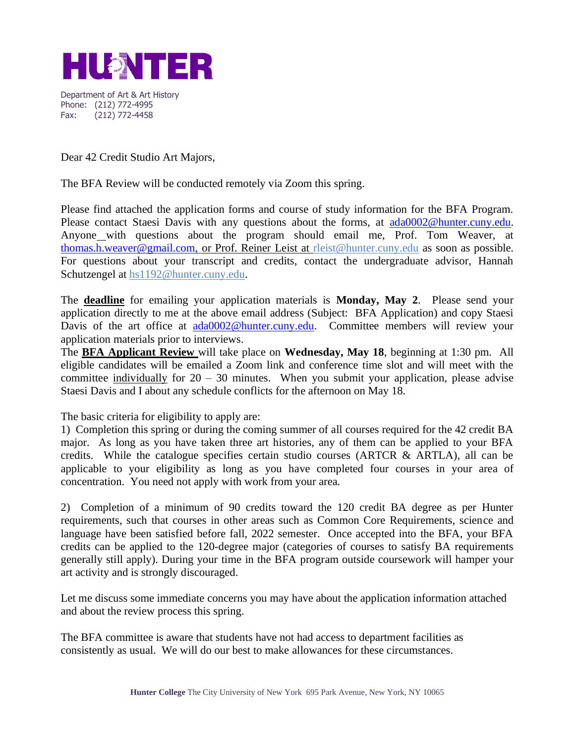# HUNTER

Department of Art & Art History
Phone: (212) 772-4995
Fax: (212) 772-4458

Dear 42 Credit Studio Art Majors,

The BFA Review will be conducted remotely via Zoom this spring.

Please find attached the application forms and course of study information for the BFA Program. Please contact Staesi Davis with any questions about the forms, at ada0002@hunter.cuny.edu. Anyone with questions about the program should email me, Prof. Tom Weaver, at thomas.h.weaver@gmail.com, or Prof. Reiner Leist at rleist@hunter.cuny.edu as soon as possible. For questions about your transcript and credits, contact the undergraduate advisor, Hannah Schutzengel at hs1192@hunter.cuny.edu.

The **deadline** for emailing your application materials is **Monday, May 2**. Please send your application directly to me at the above email address (Subject: BFA Application) and copy Staesi Davis of the art office at ada0002@hunter.cuny.edu. Committee members will review your application materials prior to interviews.
The **BFA Applicant Review** will take place on **Wednesday, May 18**, beginning at 1:30 pm. All eligible candidates will be emailed a Zoom link and conference time slot and will meet with the committee individually for 20 – 30 minutes. When you submit your application, please advise Staesi Davis and I about any schedule conflicts for the afternoon on May 18.

The basic criteria for eligibility to apply are:
1) Completion this spring or during the coming summer of all courses required for the 42 credit BA major. As long as you have taken three art histories, any of them can be applied to your BFA credits. While the catalogue specifies certain studio courses (ARTCR & ARTLA), all can be applicable to your eligibility as long as you have completed four courses in your area of concentration. You need not apply with work from your area.

2) Completion of a minimum of 90 credits toward the 120 credit BA degree as per Hunter requirements, such that courses in other areas such as Common Core Requirements, science and language have been satisfied before fall, 2022 semester. Once accepted into the BFA, your BFA credits can be applied to the 120-degree major (categories of courses to satisfy BA requirements generally still apply). During your time in the BFA program outside coursework will hamper your art activity and is strongly discouraged.

Let me discuss some immediate concerns you may have about the application information attached and about the review process this spring.

The BFA committee is aware that students have not had access to department facilities as consistently as usual. We will do our best to make allowances for these circumstances.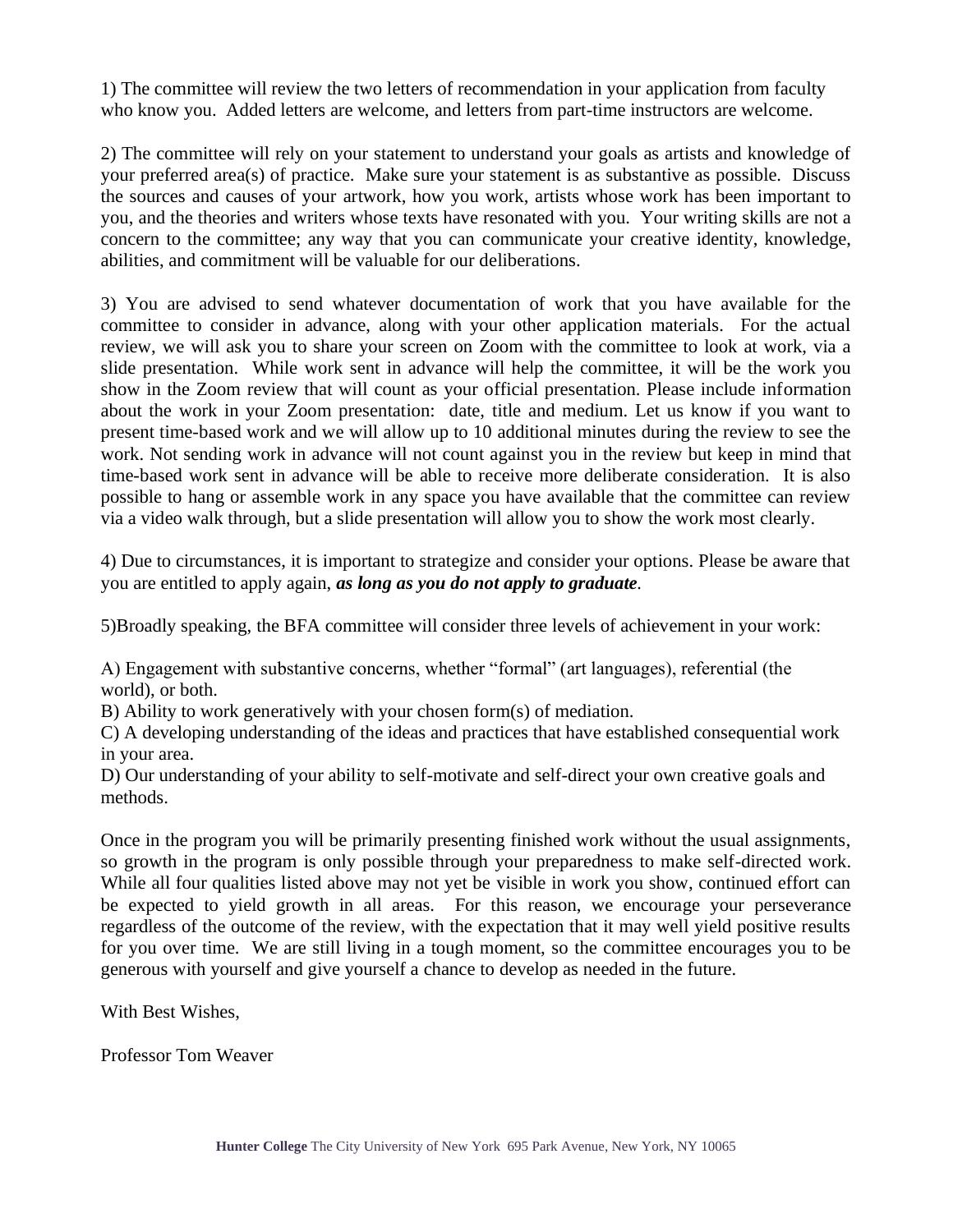1) The committee will review the two letters of recommendation in your application from faculty who know you. Added letters are welcome, and letters from part-time instructors are welcome.

2) The committee will rely on your statement to understand your goals as artists and knowledge of your preferred area(s) of practice. Make sure your statement is as substantive as possible. Discuss the sources and causes of your artwork, how you work, artists whose work has been important to you, and the theories and writers whose texts have resonated with you. Your writing skills are not a concern to the committee; any way that you can communicate your creative identity, knowledge, abilities, and commitment will be valuable for our deliberations.

3) You are advised to send whatever documentation of work that you have available for the committee to consider in advance, along with your other application materials. For the actual review, we will ask you to share your screen on Zoom with the committee to look at work, via a slide presentation. While work sent in advance will help the committee, it will be the work you show in the Zoom review that will count as your official presentation. Please include information about the work in your Zoom presentation: date, title and medium. Let us know if you want to present time-based work and we will allow up to 10 additional minutes during the review to see the work. Not sending work in advance will not count against you in the review but keep in mind that time-based work sent in advance will be able to receive more deliberate consideration. It is also possible to hang or assemble work in any space you have available that the committee can review via a video walk through, but a slide presentation will allow you to show the work most clearly.

4) Due to circumstances, it is important to strategize and consider your options. Please be aware that you are entitled to apply again, ***as long as you do not apply to graduate***.

5)Broadly speaking, the BFA committee will consider three levels of achievement in your work:

A) Engagement with substantive concerns, whether "formal" (art languages), referential (the world), or both.
B) Ability to work generatively with your chosen form(s) of mediation.
C) A developing understanding of the ideas and practices that have established consequential work in your area.
D) Our understanding of your ability to self-motivate and self-direct your own creative goals and methods.

Once in the program you will be primarily presenting finished work without the usual assignments, so growth in the program is only possible through your preparedness to make self-directed work. While all four qualities listed above may not yet be visible in work you show, continued effort can be expected to yield growth in all areas. For this reason, we encourage your perseverance regardless of the outcome of the review, with the expectation that it may well yield positive results for you over time. We are still living in a tough moment, so the committee encourages you to be generous with yourself and give yourself a chance to develop as needed in the future.

With Best Wishes,

Professor Tom Weaver